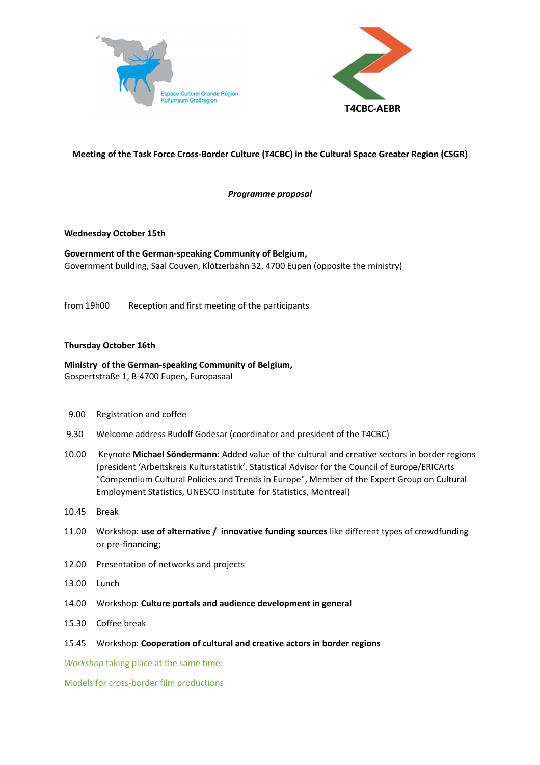Espace Culturel Grande Région
Kulturraum Großregion

T4CBC-AEBR

**Meeting of the Task Force Cross-Border Culture (T4CBC) in the Cultural Space Greater Region (CSGR)**

***Programme proposal***

**Wednesday October 15th**

**Government of the German-speaking Community of Belgium,**
Government building, Saal Couven, Klötzerbahn 32, 4700 Eupen (opposite the ministry)

from 19h00 Reception and first meeting of the participants

**Thursday October 16th**

**Ministry of the German-speaking Community of Belgium,**
Gospertstraße 1, B-4700 Eupen, Europasaal

9.00 Registration and coffee

9.30 Welcome address Rudolf Godesar (coordinator and president of the T4CBC)

10.00 Keynote **Michael Söndermann**: Added value of the cultural and creative sectors in border regions (president 'Arbeitskreis Kulturstatistik', Statistical Advisor for the Council of Europe/ERICArts "Compendium Cultural Policies and Trends in Europe", Member of the Expert Group on Cultural Employment Statistics, UNESCO Institute for Statistics, Montreal)

10.45 Break

11.00 Workshop: **use of alternative / innovative funding sources** like different types of crowdfunding or pre-financing;

12.00 Presentation of networks and projects

13.00 Lunch

14.00 Workshop: **Culture portals and audience development in general**

15.30 Coffee break

15.45 Workshop: **Cooperation of cultural and creative actors in border regions**

*Workshop* taking place at the same time:

Models for cross-border film productions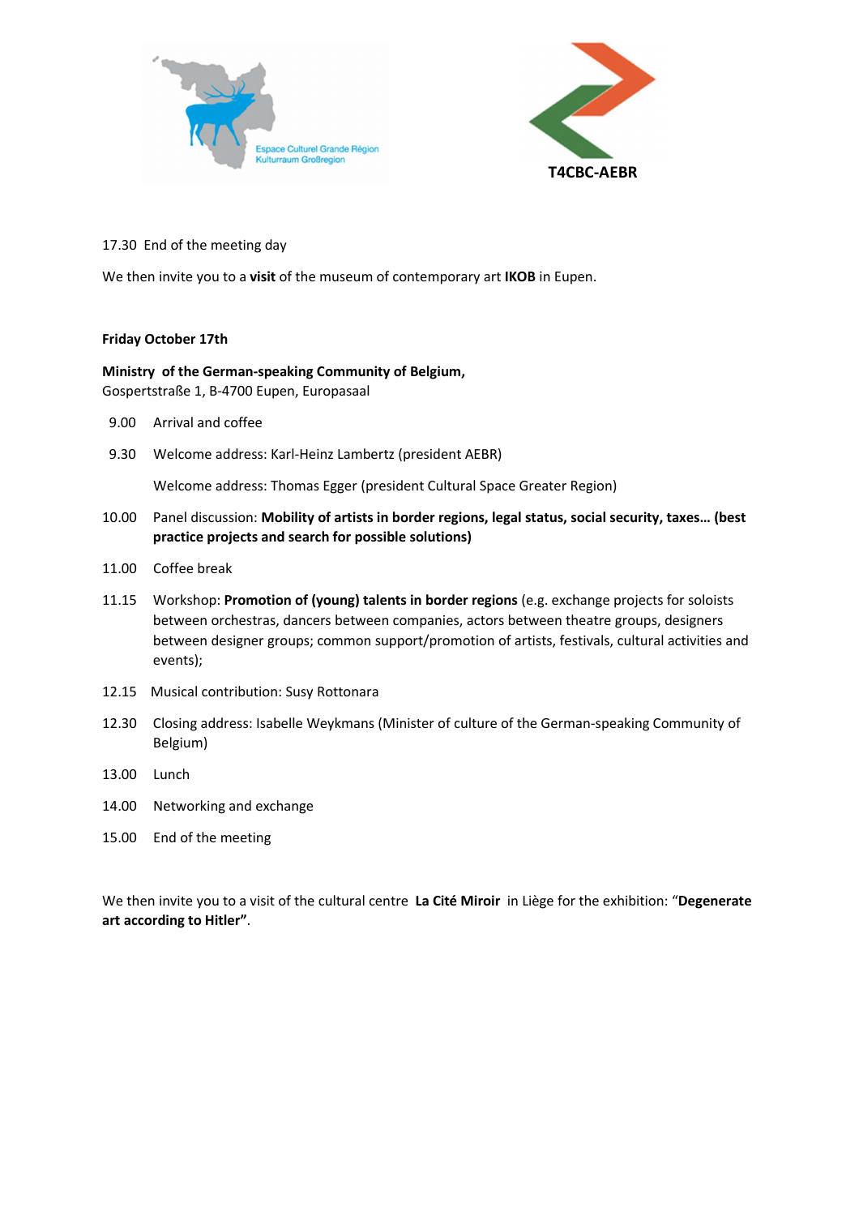Espace Culturel Grande Région
Kulturraum Großregion

**T4CBC-AEBR**

17.30 End of the meeting day

We then invite you to a **visit** of the museum of contemporary art **IKOB** in Eupen.

**Friday October 17th**

**Ministry of the German-speaking Community of Belgium,**
Gospertstraße 1, B-4700 Eupen, Europasaal

9.00 Arrival and coffee

9.30 Welcome address: Karl-Heinz Lambertz (president AEBR)

Welcome address: Thomas Egger (president Cultural Space Greater Region)

10.00 Panel discussion: **Mobility of artists in border regions, legal status, social security, taxes… (best practice projects and search for possible solutions)**

11.00 Coffee break

11.15 Workshop: **Promotion of (young) talents in border regions** (e.g. exchange projects for soloists between orchestras, dancers between companies, actors between theatre groups, designers between designer groups; common support/promotion of artists, festivals, cultural activities and events);

12.15 Musical contribution: Susy Rottonara

12.30 Closing address: Isabelle Weykmans (Minister of culture of the German-speaking Community of Belgium)

13.00 Lunch

14.00 Networking and exchange

15.00 End of the meeting

We then invite you to a visit of the cultural centre **La Cité Miroir** in Liège for the exhibition: "**Degenerate art according to Hitler"**.